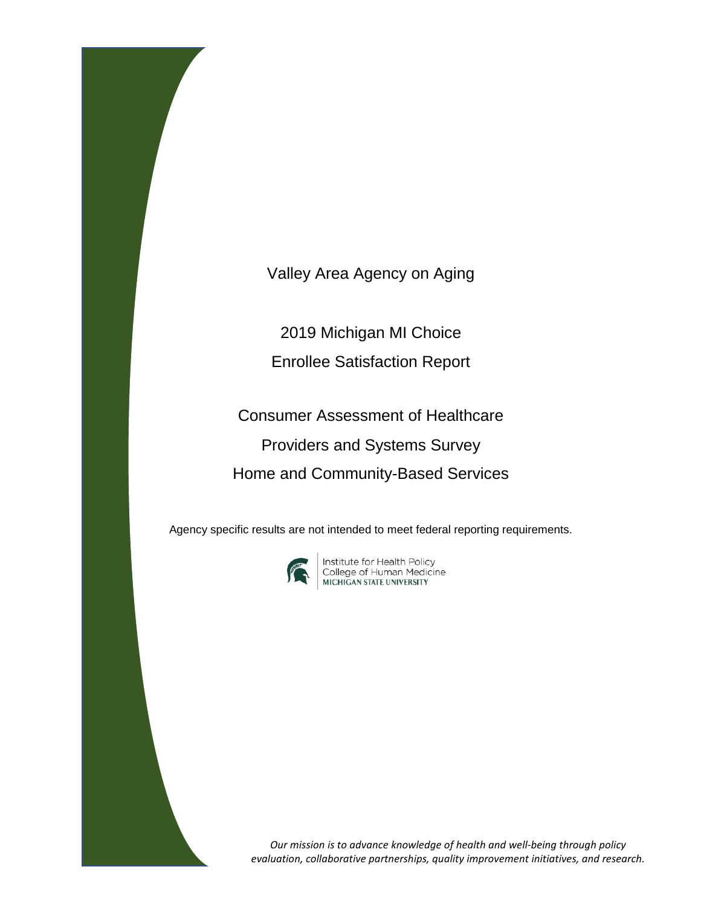# Valley Area Agency on Aging

## 2019 Michigan MI Choice Enrollee Satisfaction Report

## Consumer Assessment of Healthcare Providers and Systems Survey Home and Community-Based Services

Agency specific results are not intended to meet federal reporting requirements.

Institute for Health Policy
College of Human Medicine
MICHIGAN STATE UNIVERSITY

*Our mission is to advance knowledge of health and well-being through policy evaluation, collaborative partnerships, quality improvement initiatives, and research.*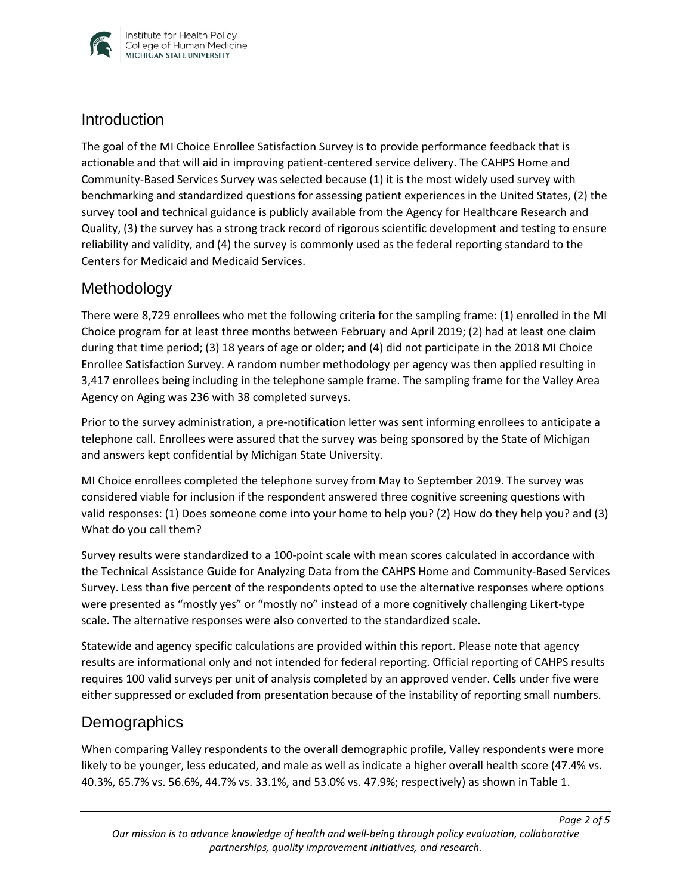## Introduction

The goal of the MI Choice Enrollee Satisfaction Survey is to provide performance feedback that is actionable and that will aid in improving patient-centered service delivery. The CAHPS Home and Community-Based Services Survey was selected because (1) it is the most widely used survey with benchmarking and standardized questions for assessing patient experiences in the United States, (2) the survey tool and technical guidance is publicly available from the Agency for Healthcare Research and Quality, (3) the survey has a strong track record of rigorous scientific development and testing to ensure reliability and validity, and (4) the survey is commonly used as the federal reporting standard to the Centers for Medicaid and Medicaid Services.

## Methodology

There were 8,729 enrollees who met the following criteria for the sampling frame: (1) enrolled in the MI Choice program for at least three months between February and April 2019; (2) had at least one claim during that time period; (3) 18 years of age or older; and (4) did not participate in the 2018 MI Choice Enrollee Satisfaction Survey. A random number methodology per agency was then applied resulting in 3,417 enrollees being including in the telephone sample frame. The sampling frame for the Valley Area Agency on Aging was 236 with 38 completed surveys.

Prior to the survey administration, a pre-notification letter was sent informing enrollees to anticipate a telephone call. Enrollees were assured that the survey was being sponsored by the State of Michigan and answers kept confidential by Michigan State University.

MI Choice enrollees completed the telephone survey from May to September 2019. The survey was considered viable for inclusion if the respondent answered three cognitive screening questions with valid responses: (1) Does someone come into your home to help you? (2) How do they help you? and (3) What do you call them?

Survey results were standardized to a 100-point scale with mean scores calculated in accordance with the Technical Assistance Guide for Analyzing Data from the CAHPS Home and Community-Based Services Survey. Less than five percent of the respondents opted to use the alternative responses where options were presented as "mostly yes" or "mostly no" instead of a more cognitively challenging Likert-type scale. The alternative responses were also converted to the standardized scale.

Statewide and agency specific calculations are provided within this report. Please note that agency results are informational only and not intended for federal reporting. Official reporting of CAHPS results requires 100 valid surveys per unit of analysis completed by an approved vender. Cells under five were either suppressed or excluded from presentation because of the instability of reporting small numbers.

## Demographics

When comparing Valley respondents to the overall demographic profile, Valley respondents were more likely to be younger, less educated, and male as well as indicate a higher overall health score (47.4% vs. 40.3%, 65.7% vs. 56.6%, 44.7% vs. 33.1%, and 53.0% vs. 47.9%; respectively) as shown in Table 1.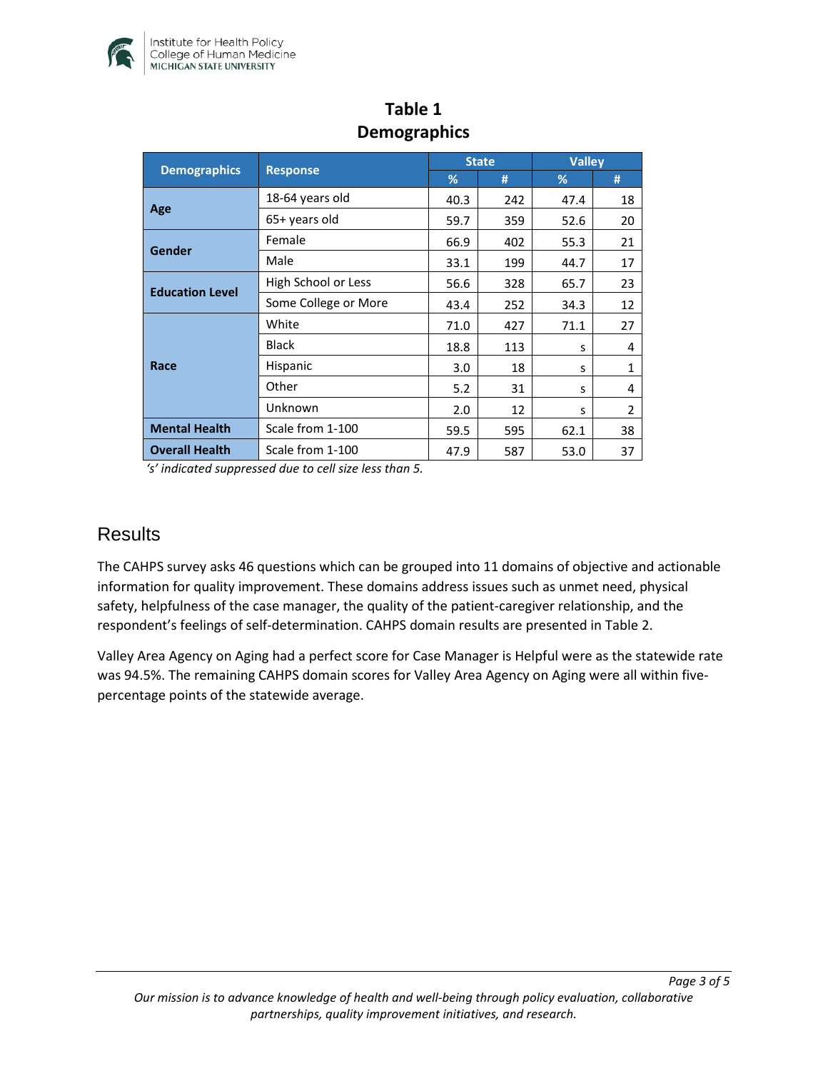## Table 1
## Demographics

| Demographics | Response | State | | Valley | |
|---|---|---|---|---|---|
| | | % | # | % | # |
| Age | 18-64 years old | 40.3 | 242 | 47.4 | 18 |
| | 65+ years old | 59.7 | 359 | 52.6 | 20 |
| Gender | Female | 66.9 | 402 | 55.3 | 21 |
| | Male | 33.1 | 199 | 44.7 | 17 |
| Education Level | High School or Less | 56.6 | 328 | 65.7 | 23 |
| | Some College or More | 43.4 | 252 | 34.3 | 12 |
| Race | White | 71.0 | 427 | 71.1 | 27 |
| | Black | 18.8 | 113 | s | 4 |
| | Hispanic | 3.0 | 18 | s | 1 |
| | Other | 5.2 | 31 | s | 4 |
| | Unknown | 2.0 | 12 | s | 2 |
| Mental Health | Scale from 1-100 | 59.5 | 595 | 62.1 | 38 |
| Overall Health | Scale from 1-100 | 47.9 | 587 | 53.0 | 37 |

*'s' indicated suppressed due to cell size less than 5.*

# Results

The CAHPS survey asks 46 questions which can be grouped into 11 domains of objective and actionable information for quality improvement. These domains address issues such as unmet need, physical safety, helpfulness of the case manager, the quality of the patient-caregiver relationship, and the respondent's feelings of self-determination. CAHPS domain results are presented in Table 2.

Valley Area Agency on Aging had a perfect score for Case Manager is Helpful were as the statewide rate was 94.5%. The remaining CAHPS domain scores for Valley Area Agency on Aging were all within five-percentage points of the statewide average.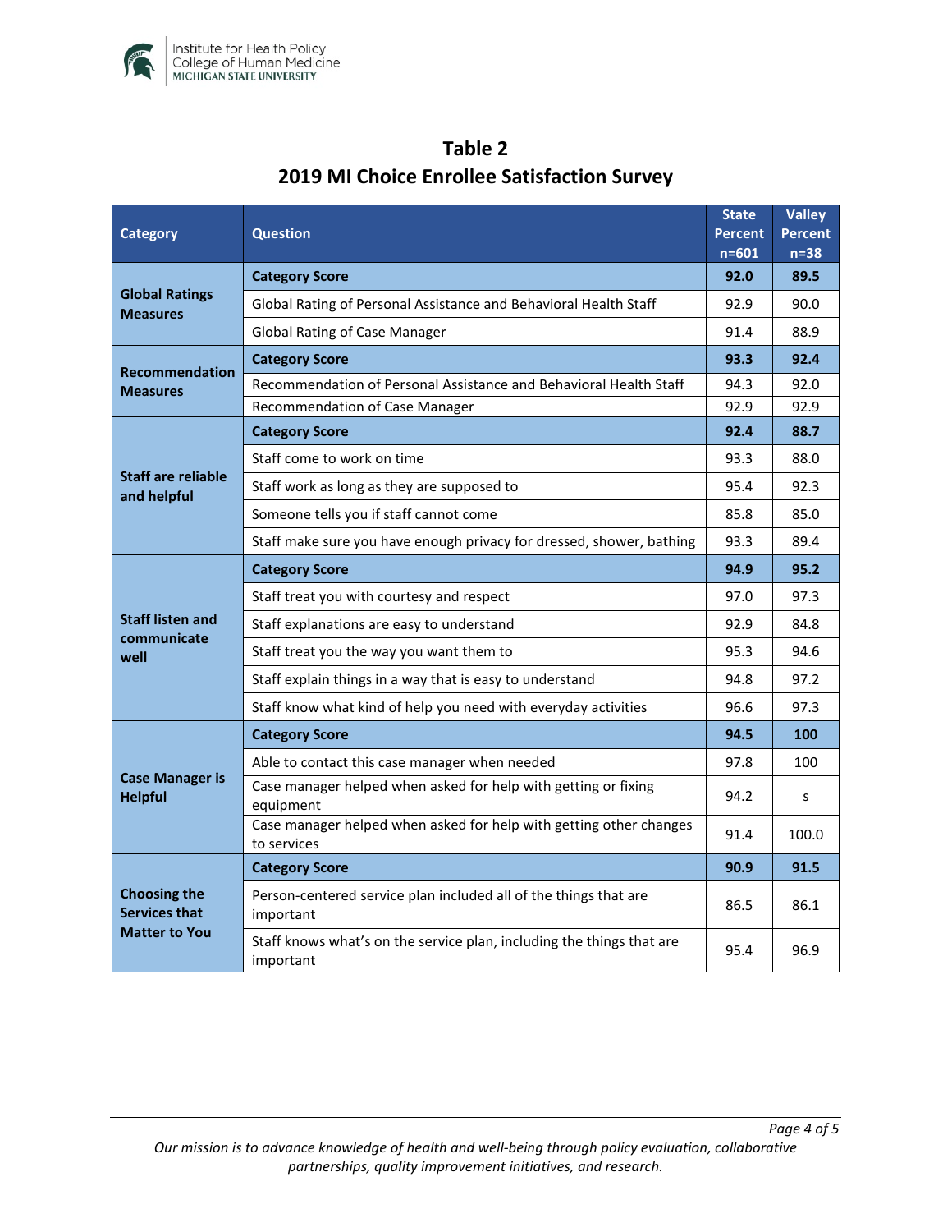## Table 2
## 2019 MI Choice Enrollee Satisfaction Survey

| Category | Question | State Percent n=601 | Valley Percent n=38 |
|---|---|---|---|
| Global Ratings Measures | **Category Score** | **92.0** | **89.5** |
| | Global Rating of Personal Assistance and Behavioral Health Staff | 92.9 | 90.0 |
| | Global Rating of Case Manager | 91.4 | 88.9 |
| Recommendation Measures | **Category Score** | **93.3** | **92.4** |
| | Recommendation of Personal Assistance and Behavioral Health Staff | 94.3 | 92.0 |
| | Recommendation of Case Manager | 92.9 | 92.9 |
| Staff are reliable and helpful | **Category Score** | **92.4** | **88.7** |
| | Staff come to work on time | 93.3 | 88.0 |
| | Staff work as long as they are supposed to | 95.4 | 92.3 |
| | Someone tells you if staff cannot come | 85.8 | 85.0 |
| | Staff make sure you have enough privacy for dressed, shower, bathing | 93.3 | 89.4 |
| Staff listen and communicate well | **Category Score** | **94.9** | **95.2** |
| | Staff treat you with courtesy and respect | 97.0 | 97.3 |
| | Staff explanations are easy to understand | 92.9 | 84.8 |
| | Staff treat you the way you want them to | 95.3 | 94.6 |
| | Staff explain things in a way that is easy to understand | 94.8 | 97.2 |
| | Staff know what kind of help you need with everyday activities | 96.6 | 97.3 |
| Case Manager is Helpful | **Category Score** | **94.5** | **100** |
| | Able to contact this case manager when needed | 97.8 | 100 |
| | Case manager helped when asked for help with getting or fixing equipment | 94.2 | s |
| | Case manager helped when asked for help with getting other changes to services | 91.4 | 100.0 |
| Choosing the Services that Matter to You | **Category Score** | **90.9** | **91.5** |
| | Person-centered service plan included all of the things that are important | 86.5 | 86.1 |
| | Staff knows what's on the service plan, including the things that are important | 95.4 | 96.9 |

*Our mission is to advance knowledge of health and well-being through policy evaluation, collaborative partnerships, quality improvement initiatives, and research.*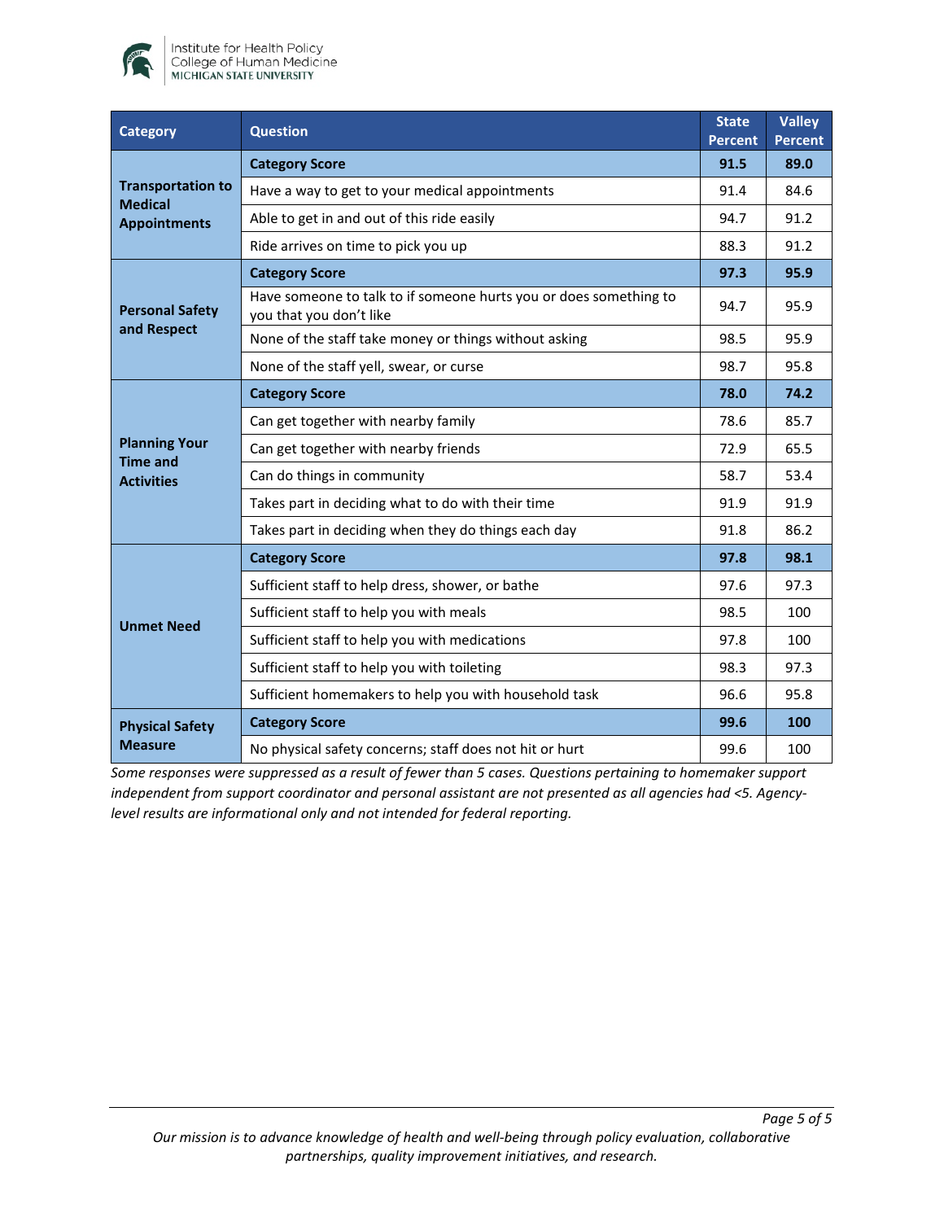| Category | Question | State Percent | Valley Percent |
|---|---|---|---|
| Transportation to Medical Appointments | **Category Score** | **91.5** | **89.0** |
| | Have a way to get to your medical appointments | 91.4 | 84.6 |
| | Able to get in and out of this ride easily | 94.7 | 91.2 |
| | Ride arrives on time to pick you up | 88.3 | 91.2 |
| Personal Safety and Respect | **Category Score** | **97.3** | **95.9** |
| | Have someone to talk to if someone hurts you or does something to you that you don't like | 94.7 | 95.9 |
| | None of the staff take money or things without asking | 98.5 | 95.9 |
| | None of the staff yell, swear, or curse | 98.7 | 95.8 |
| Planning Your Time and Activities | **Category Score** | **78.0** | **74.2** |
| | Can get together with nearby family | 78.6 | 85.7 |
| | Can get together with nearby friends | 72.9 | 65.5 |
| | Can do things in community | 58.7 | 53.4 |
| | Takes part in deciding what to do with their time | 91.9 | 91.9 |
| | Takes part in deciding when they do things each day | 91.8 | 86.2 |
| Unmet Need | **Category Score** | **97.8** | **98.1** |
| | Sufficient staff to help dress, shower, or bathe | 97.6 | 97.3 |
| | Sufficient staff to help you with meals | 98.5 | 100 |
| | Sufficient staff to help you with medications | 97.8 | 100 |
| | Sufficient staff to help you with toileting | 98.3 | 97.3 |
| | Sufficient homemakers to help you with household task | 96.6 | 95.8 |
| Physical Safety Measure | **Category Score** | **99.6** | **100** |
| | No physical safety concerns; staff does not hit or hurt | 99.6 | 100 |

*Some responses were suppressed as a result of fewer than 5 cases. Questions pertaining to homemaker support independent from support coordinator and personal assistant are not presented as all agencies had <5. Agency-level results are informational only and not intended for federal reporting.*